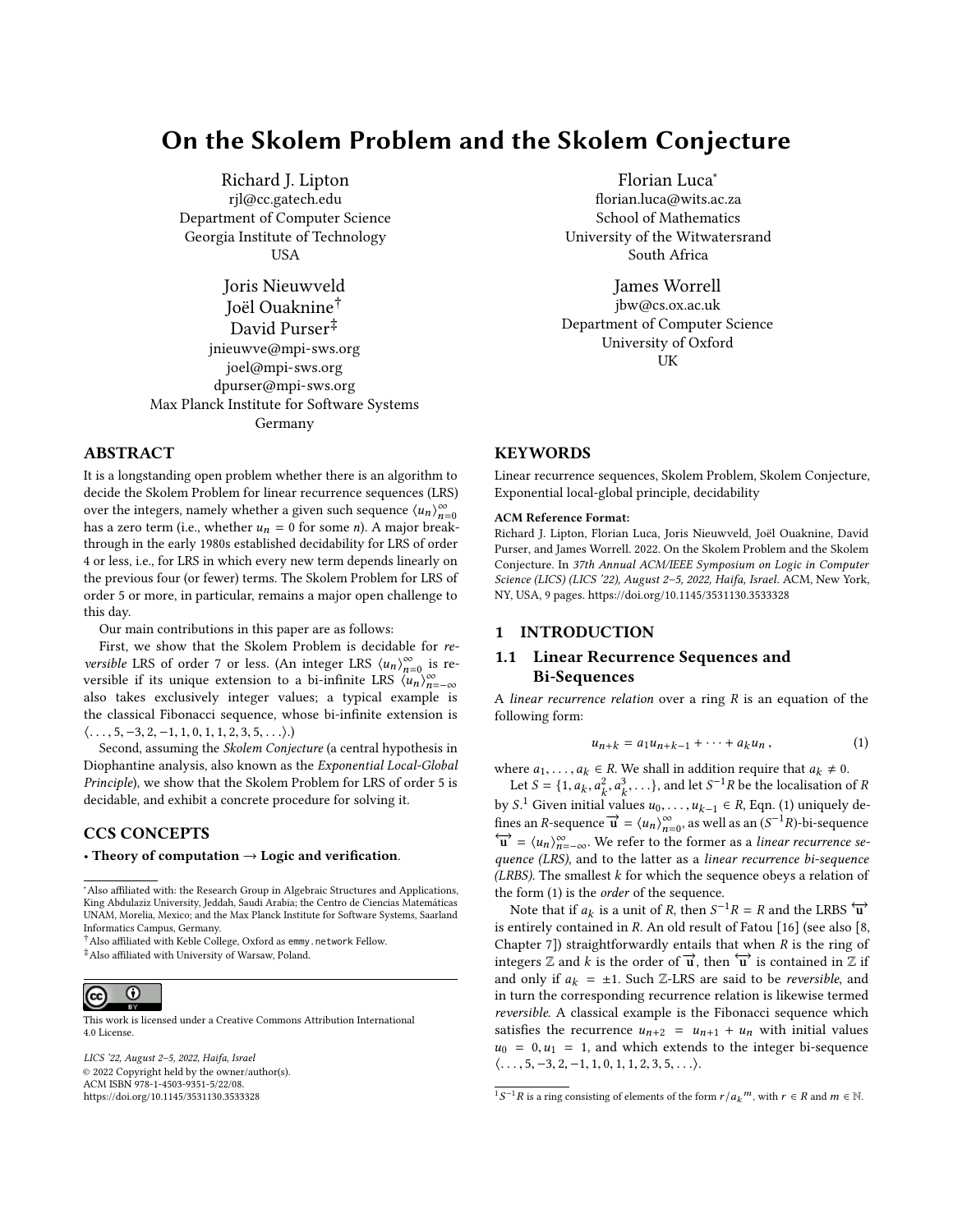# On the Skolem Problem and the Skolem Conjecture

Richard J. Lipton
rjl@cc.gatech.edu
Department of Computer Science
Georgia Institute of Technology
USA

Florian Luca[*]
florian.luca@wits.ac.za
School of Mathematics
University of the Witwatersrand
South Africa

Joris Nieuwveld
Joël Ouaknine[†]
David Purser[‡]
jnieuwve@mpi-sws.org
joel@mpi-sws.org
dpurser@mpi-sws.org
Max Planck Institute for Software Systems
Germany

James Worrell
jbw@cs.ox.ac.uk
Department of Computer Science
University of Oxford
UK

## ABSTRACT

It is a longstanding open problem whether there is an algorithm to decide the Skolem Problem for linear recurrence sequences (LRS) over the integers, namely whether a given such sequence $\langle u_n \rangle_{n=0}^{\infty}$ has a zero term (i.e., whether $u_n = 0$ for some $n$). A major breakthrough in the early 1980s established decidability for LRS of order 4 or less, i.e., for LRS in which every new term depends linearly on the previous four (or fewer) terms. The Skolem Problem for LRS of order 5 or more, in particular, remains a major open challenge to this day.

Our main contributions in this paper are as follows:

First, we show that the Skolem Problem is decidable for *reversible* LRS of order 7 or less. (An integer LRS $\langle u_n \rangle_{n=0}^{\infty}$ is reversible if its unique extension to a bi-infinite LRS $\langle u_n \rangle_{n=-\infty}^{\infty}$ also takes exclusively integer values; a typical example is the classical Fibonacci sequence, whose bi-infinite extension is $\langle \ldots, 5, -3, 2, -1, 1, 0, 1, 1, 2, 3, 5, \ldots \rangle$.)

Second, assuming the *Skolem Conjecture* (a central hypothesis in Diophantine analysis, also known as the *Exponential Local-Global Principle*), we show that the Skolem Problem for LRS of order 5 is decidable, and exhibit a concrete procedure for solving it.

## CCS CONCEPTS

• **Theory of computation → Logic and verification**.

## KEYWORDS

Linear recurrence sequences, Skolem Problem, Skolem Conjecture, Exponential local-global principle, decidability

**ACM Reference Format:**
Richard J. Lipton, Florian Luca, Joris Nieuwveld, Joël Ouaknine, David Purser, and James Worrell. 2022. On the Skolem Problem and the Skolem Conjecture. In *37th Annual ACM/IEEE Symposium on Logic in Computer Science (LICS) (LICS '22), August 2–5, 2022, Haifa, Israel.* ACM, New York, NY, USA, 9 pages. https://doi.org/10.1145/3531130.3533328

## 1 INTRODUCTION

### 1.1 Linear Recurrence Sequences and Bi-Sequences

A *linear recurrence relation* over a ring $R$ is an equation of the following form:

$$u_{n+k} = a_1 u_{n+k-1} + \cdots + a_k u_n \,, \tag{1}$$

where $a_1, \ldots, a_k \in R$. We shall in addition require that $a_k \neq 0$.

Let $S = \{1, a_k, a_k^2, a_k^3, \ldots\}$, and let $S^{-1}R$ be the localisation of $R$ by $S$.[1] Given initial values $u_0, \ldots, u_{k-1} \in R$, Eqn. (1) uniquely defines an $R$-sequence $\overrightarrow{\mathbf{u}} = \langle u_n \rangle_{n=0}^{\infty}$, as well as an $(S^{-1}R)$-bi-sequence $\overleftrightarrow{\mathbf{u}} = \langle u_n \rangle_{n=-\infty}^{\infty}$. We refer to the former as a *linear recurrence sequence (LRS)*, and to the latter as a *linear recurrence bi-sequence (LRBS)*. The smallest $k$ for which the sequence obeys a relation of the form (1) is the *order* of the sequence.

Note that if $a_k$ is a unit of $R$, then $S^{-1}R = R$ and the LRBS $\overleftrightarrow{\mathbf{u}}$ is entirely contained in $R$. An old result of Fatou [16] (see also [8, Chapter 7]) straightforwardly entails that when $R$ is the ring of integers $\mathbb{Z}$ and $k$ is the order of $\overrightarrow{\mathbf{u}}$, then $\overleftrightarrow{\mathbf{u}}$ is contained in $\mathbb{Z}$ if and only if $a_k = \pm 1$. Such $\mathbb{Z}$-LRS are said to be *reversible*, and in turn the corresponding recurrence relation is likewise termed *reversible*. A classical example is the Fibonacci sequence which satisfies the recurrence $u_{n+2} = u_{n+1} + u_n$ with initial values $u_0 = 0, u_1 = 1$, and which extends to the integer bi-sequence $\langle \ldots, 5, -3, 2, -1, 1, 0, 1, 1, 2, 3, 5, \ldots \rangle$.

---

[*] Also affiliated with: the Research Group in Algebraic Structures and Applications, King Abdulaziz University, Jeddah, Saudi Arabia; the Centro de Ciencias Matemáticas UNAM, Morelia, Mexico; and the Max Planck Institute for Software Systems, Saarland Informatics Campus, Germany.

[†] Also affiliated with Keble College, Oxford as emmy.network Fellow.

[‡] Also affiliated with University of Warsaw, Poland.

This work is licensed under a Creative Commons Attribution International 4.0 License.

*LICS '22, August 2–5, 2022, Haifa, Israel*
© 2022 Copyright held by the owner/author(s).
ACM ISBN 978-1-4503-9351-5/22/08.
https://doi.org/10.1145/3531130.3533328

[1] $S^{-1}R$ is a ring consisting of elements of the form $r/a_k{}^m$, with $r \in R$ and $m \in \mathbb{N}$.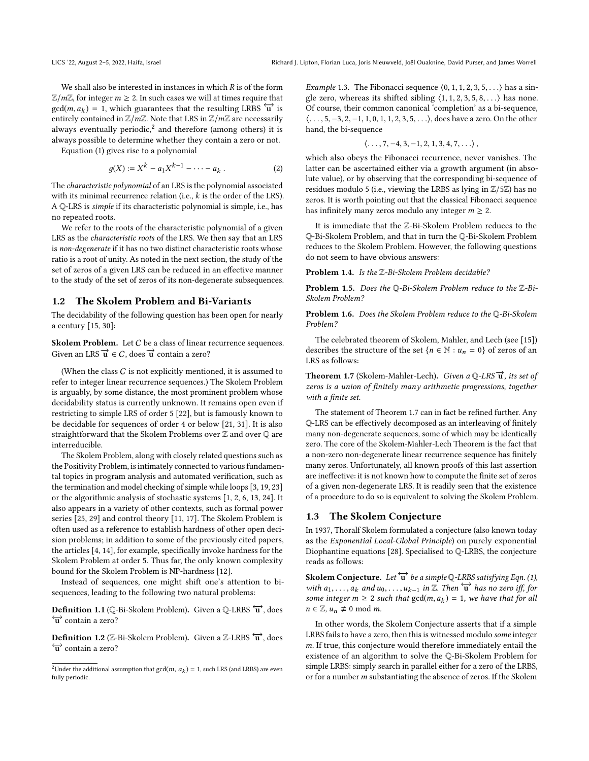We shall also be interested in instances in which $R$ is of the form $\mathbb{Z}/m\mathbb{Z}$, for integer $m \geq 2$. In such cases we will at times require that $\gcd(m, a_k) = 1$, which guarantees that the resulting LRBS $\overleftrightarrow{\mathbf{u}}$ is entirely contained in $\mathbb{Z}/m\mathbb{Z}$. Note that LRS in $\mathbb{Z}/m\mathbb{Z}$ are necessarily always eventually periodic,[2] and therefore (among others) it is always possible to determine whether they contain a zero or not.

Equation (1) gives rise to a polynomial

$$g(X) := X^k - a_1 X^{k-1} - \cdots - a_k \,. \tag{2}$$

The *characteristic polynomial* of an LRS is the polynomial associated with its minimal recurrence relation (i.e., $k$ is the order of the LRS). A $\mathbb{Q}$-LRS is *simple* if its characteristic polynomial is simple, i.e., has no repeated roots.

We refer to the roots of the characteristic polynomial of a given LRS as the *characteristic roots* of the LRS. We then say that an LRS is *non-degenerate* if it has no two distinct characteristic roots whose ratio is a root of unity. As noted in the next section, the study of the set of zeros of a given LRS can be reduced in an effective manner to the study of the set of zeros of its non-degenerate subsequences.

## 1.2 The Skolem Problem and Bi-Variants

The decidability of the following question has been open for nearly a century [15, 30]:

**Skolem Problem.** Let $C$ be a class of linear recurrence sequences. Given an LRS $\overrightarrow{\mathbf{u}} \in C$, does $\overrightarrow{\mathbf{u}}$ contain a zero?

(When the class $C$ is not explicitly mentioned, it is assumed to refer to integer linear recurrence sequences.) The Skolem Problem is arguably, by some distance, the most prominent problem whose decidability status is currently unknown. It remains open even if restricting to simple LRS of order 5 [22], but is famously known to be decidable for sequences of order 4 or below [21, 31]. It is also straightforward that the Skolem Problems over $\mathbb{Z}$ and over $\mathbb{Q}$ are interreducible.

The Skolem Problem, along with closely related questions such as the Positivity Problem, is intimately connected to various fundamental topics in program analysis and automated verification, such as the termination and model checking of simple while loops [3, 19, 23] or the algorithmic analysis of stochastic systems [1, 2, 6, 13, 24]. It also appears in a variety of other contexts, such as formal power series [25, 29] and control theory [11, 17]. The Skolem Problem is often used as a reference to establish hardness of other open decision problems; in addition to some of the previously cited papers, the articles [4, 14], for example, specifically invoke hardness for the Skolem Problem at order 5. Thus far, the only known complexity bound for the Skolem Problem is NP-hardness [12].

Instead of sequences, one might shift one's attention to bi-sequences, leading to the following two natural problems:

**Definition 1.1** ($\mathbb{Q}$-Bi-Skolem Problem)**.** Given a $\mathbb{Q}$-LRBS $\overleftrightarrow{\mathbf{u}}$, does $\overleftrightarrow{\mathbf{u}}$ contain a zero?

**Definition 1.2** ($\mathbb{Z}$-Bi-Skolem Problem)**.** Given a $\mathbb{Z}$-LRBS $\overleftrightarrow{\mathbf{u}}$, does $\overleftrightarrow{\mathbf{u}}$ contain a zero?

*Example* 1.3. The Fibonacci sequence $\langle 0, 1, 1, 2, 3, 5, \ldots \rangle$ has a single zero, whereas its shifted sibling $\langle 1, 1, 2, 3, 5, 8, \ldots \rangle$ has none. Of course, their common canonical 'completion' as a bi-sequence, $\langle \ldots, 5, -3, 2, -1, 1, 0, 1, 1, 2, 3, 5, \ldots \rangle$, does have a zero. On the other hand, the bi-sequence

$$\langle \ldots, 7, -4, 3, -1, 2, 1, 3, 4, 7, \ldots \rangle \,,$$

which also obeys the Fibonacci recurrence, never vanishes. The latter can be ascertained either via a growth argument (in absolute value), or by observing that the corresponding bi-sequence of residues modulo 5 (i.e., viewing the LRBS as lying in $\mathbb{Z}/5\mathbb{Z}$) has no zeros. It is worth pointing out that the classical Fibonacci sequence has infinitely many zeros modulo any integer $m \geq 2$.

It is immediate that the $\mathbb{Z}$-Bi-Skolem Problem reduces to the $\mathbb{Q}$-Bi-Skolem Problem, and that in turn the $\mathbb{Q}$-Bi-Skolem Problem reduces to the Skolem Problem. However, the following questions do not seem to have obvious answers:

**Problem 1.4.** *Is the $\mathbb{Z}$-Bi-Skolem Problem decidable?*

**Problem 1.5.** *Does the $\mathbb{Q}$-Bi-Skolem Problem reduce to the $\mathbb{Z}$-Bi-Skolem Problem?*

**Problem 1.6.** *Does the Skolem Problem reduce to the $\mathbb{Q}$-Bi-Skolem Problem?*

The celebrated theorem of Skolem, Mahler, and Lech (see [15]) describes the structure of the set $\{n \in \mathbb{N} : u_n = 0\}$ of zeros of an LRS as follows:

**Theorem 1.7** (Skolem-Mahler-Lech)**.** *Given a $\mathbb{Q}$-LRS $\overrightarrow{\mathbf{u}}$, its set of zeros is a union of finitely many arithmetic progressions, together with a finite set.*

The statement of Theorem 1.7 can in fact be refined further. Any $\mathbb{Q}$-LRS can be effectively decomposed as an interleaving of finitely many non-degenerate sequences, some of which may be identically zero. The core of the Skolem-Mahler-Lech Theorem is the fact that a non-zero non-degenerate linear recurrence sequence has finitely many zeros. Unfortunately, all known proofs of this last assertion are ineffective: it is not known how to compute the finite set of zeros of a given non-degenerate LRS. It is readily seen that the existence of a procedure to do so is equivalent to solving the Skolem Problem.

## 1.3 The Skolem Conjecture

In 1937, Thoralf Skolem formulated a conjecture (also known today as the *Exponential Local-Global Principle*) on purely exponential Diophantine equations [28]. Specialised to $\mathbb{Q}$-LRBS, the conjecture reads as follows:

**Skolem Conjecture.** *Let $\overleftrightarrow{\mathbf{u}}$ be a simple $\mathbb{Q}$-LRBS satisfying Eqn. (1), with $a_1, \ldots, a_k$ and $u_0, \ldots, u_{k-1}$ in $\mathbb{Z}$. Then $\overleftrightarrow{\mathbf{u}}$ has no zero iff, for some integer $m \geq 2$ such that $\gcd(m, a_k) = 1$, we have that for all $n \in \mathbb{Z}$, $u_n \not\equiv 0 \bmod m$.*

In other words, the Skolem Conjecture asserts that if a simple LRBS fails to have a zero, then this is witnessed modulo *some* integer $m$. If true, this conjecture would therefore immediately entail the existence of an algorithm to solve the $\mathbb{Q}$-Bi-Skolem Problem for simple LRBS: simply search in parallel either for a zero of the LRBS, or for a number $m$ substantiating the absence of zeros. If the Skolem

[2] Under the additional assumption that $\gcd(m, a_k) = 1$, such LRS (and LRBS) are even fully periodic.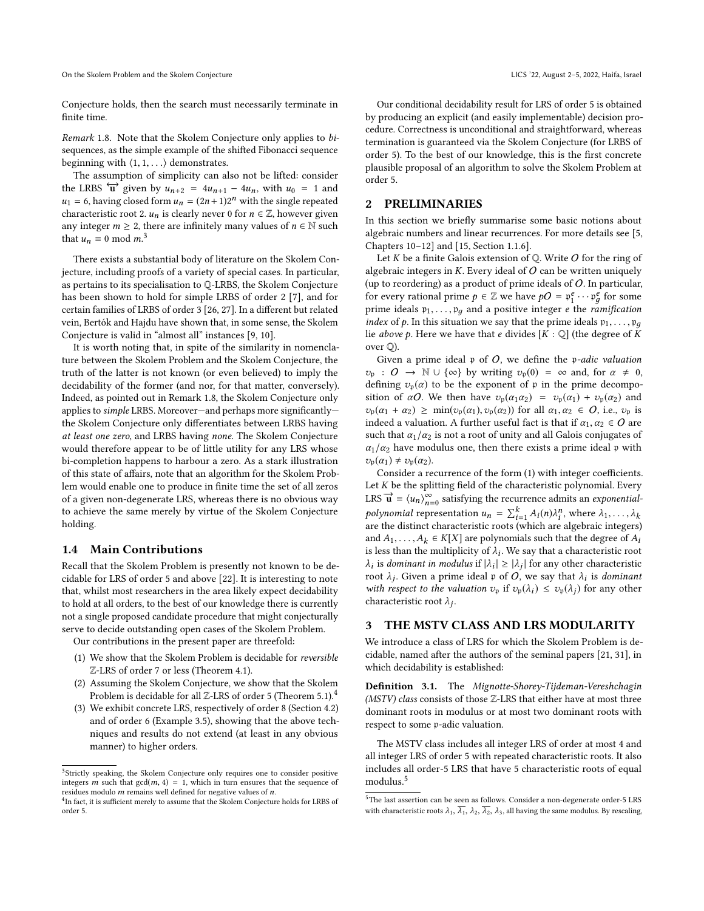Conjecture holds, then the search must necessarily terminate in finite time.

*Remark 1.8.* Note that the Skolem Conjecture only applies to *bi*-sequences, as the simple example of the shifted Fibonacci sequence beginning with $\langle 1, 1, \ldots \rangle$ demonstrates.

The assumption of simplicity can also not be lifted: consider the LRBS $\overleftrightarrow{\mathbf{u}}$ given by $u_{n+2} = 4u_{n+1} - 4u_n$, with $u_0 = 1$ and $u_1 = 6$, having closed form $u_n = (2n+1)2^n$ with the single repeated characteristic root 2. $u_n$ is clearly never 0 for $n \in \mathbb{Z}$, however given any integer $m \geq 2$, there are infinitely many values of $n \in \mathbb{N}$ such that $u_n \equiv 0 \bmod m$.[3]

There exists a substantial body of literature on the Skolem Conjecture, including proofs of a variety of special cases. In particular, as pertains to its specialisation to $\mathbb{Q}$-LRBS, the Skolem Conjecture has been shown to hold for simple LRBS of order 2 [7], and for certain families of LRBS of order 3 [26, 27]. In a different but related vein, Bertók and Hajdu have shown that, in some sense, the Skolem Conjecture is valid in "almost all" instances [9, 10].

It is worth noting that, in spite of the similarity in nomenclature between the Skolem Problem and the Skolem Conjecture, the truth of the latter is not known (or even believed) to imply the decidability of the former (and nor, for that matter, conversely). Indeed, as pointed out in Remark 1.8, the Skolem Conjecture only applies to *simple* LRBS. Moreover—and perhaps more significantly—the Skolem Conjecture only differentiates between LRBS having *at least one zero*, and LRBS having *none*. The Skolem Conjecture would therefore appear to be of little utility for any LRS whose bi-completion happens to harbour a zero. As a stark illustration of this state of affairs, note that an algorithm for the Skolem Problem would enable one to produce in finite time the set of all zeros of a given non-degenerate LRS, whereas there is no obvious way to achieve the same merely by virtue of the Skolem Conjecture holding.

### 1.4 Main Contributions

Recall that the Skolem Problem is presently not known to be decidable for LRS of order 5 and above [22]. It is interesting to note that, whilst most researchers in the area likely expect decidability to hold at all orders, to the best of our knowledge there is currently not a single proposed candidate procedure that might conjecturally serve to decide outstanding open cases of the Skolem Problem.

Our contributions in the present paper are threefold:

1. We show that the Skolem Problem is decidable for *reversible* $\mathbb{Z}$-LRS of order 7 or less (Theorem 4.1).
2. Assuming the Skolem Conjecture, we show that the Skolem Problem is decidable for all $\mathbb{Z}$-LRS of order 5 (Theorem 5.1).[4]
3. We exhibit concrete LRS, respectively of order 8 (Section 4.2) and of order 6 (Example 3.5), showing that the above techniques and results do not extend (at least in any obvious manner) to higher orders.

Our conditional decidability result for LRS of order 5 is obtained by producing an explicit (and easily implementable) decision procedure. Correctness is unconditional and straightforward, whereas termination is guaranteed via the Skolem Conjecture (for LRBS of order 5). To the best of our knowledge, this is the first concrete plausible proposal of an algorithm to solve the Skolem Problem at order 5.

## 2 PRELIMINARIES

In this section we briefly summarise some basic notions about algebraic numbers and linear recurrences. For more details see [5, Chapters 10–12] and [15, Section 1.1.6].

Let $K$ be a finite Galois extension of $\mathbb{Q}$. Write $\mathcal{O}$ for the ring of algebraic integers in $K$. Every ideal of $\mathcal{O}$ can be written uniquely (up to reordering) as a product of prime ideals of $\mathcal{O}$. In particular, for every rational prime $p \in \mathbb{Z}$ we have $p\mathcal{O} = \mathfrak{p}_1^e \cdots \mathfrak{p}_g^e$ for some prime ideals $\mathfrak{p}_1, \ldots, \mathfrak{p}_g$ and a positive integer $e$ the *ramification index* of $p$. In this situation we say that the prime ideals $\mathfrak{p}_1, \ldots, \mathfrak{p}_g$ lie *above* $p$. Here we have that $e$ divides $[K : \mathbb{Q}]$ (the degree of $K$ over $\mathbb{Q}$).

Given a prime ideal $\mathfrak{p}$ of $\mathcal{O}$, we define the $\mathfrak{p}$*-adic valuation* $v_\mathfrak{p} : \mathcal{O} \to \mathbb{N} \cup \{\infty\}$ by writing $v_\mathfrak{p}(0) = \infty$ and, for $\alpha \neq 0$, defining $v_\mathfrak{p}(\alpha)$ to be the exponent of $\mathfrak{p}$ in the prime decomposition of $\alpha\mathcal{O}$. We then have $v_\mathfrak{p}(\alpha_1\alpha_2) = v_\mathfrak{p}(\alpha_1) + v_\mathfrak{p}(\alpha_2)$ and $v_\mathfrak{p}(\alpha_1 + \alpha_2) \geq \min(v_\mathfrak{p}(\alpha_1), v_\mathfrak{p}(\alpha_2))$ for all $\alpha_1, \alpha_2 \in \mathcal{O}$, i.e., $v_\mathfrak{p}$ is indeed a valuation. A further useful fact is that if $\alpha_1, \alpha_2 \in \mathcal{O}$ are such that $\alpha_1/\alpha_2$ is not a root of unity and all Galois conjugates of $\alpha_1/\alpha_2$ have modulus one, then there exists a prime ideal $\mathfrak{p}$ with $v_\mathfrak{p}(\alpha_1) \neq v_\mathfrak{p}(\alpha_2)$.

Consider a recurrence of the form (1) with integer coefficients. Let $K$ be the splitting field of the characteristic polynomial. Every LRS $\overrightarrow{\mathbf{u}} = \langle u_n \rangle_{n=0}^{\infty}$ satisfying the recurrence admits an *exponential-polynomial* representation $u_n = \sum_{i=1}^{k} A_i(n)\lambda_i^n$, where $\lambda_1, \ldots, \lambda_k$ are the distinct characteristic roots (which are algebraic integers) and $A_1, \ldots, A_k \in K[X]$ are polynomials such that the degree of $A_i$ is less than the multiplicity of $\lambda_i$. We say that a characteristic root $\lambda_i$ is *dominant in modulus* if $|\lambda_i| \geq |\lambda_j|$ for any other characteristic root $\lambda_j$. Given a prime ideal $\mathfrak{p}$ of $\mathcal{O}$, we say that $\lambda_i$ is *dominant with respect to the valuation* $v_\mathfrak{p}$ if $v_\mathfrak{p}(\lambda_i) \leq v_\mathfrak{p}(\lambda_j)$ for any other characteristic root $\lambda_j$.

## 3 THE MSTV CLASS AND LRS MODULARITY

We introduce a class of LRS for which the Skolem Problem is decidable, named after the authors of the seminal papers [21, 31], in which decidability is established:

**Definition 3.1.** The *Mignotte-Shorey-Tijdeman-Vereshchagin (MSTV) class* consists of those $\mathbb{Z}$-LRS that either have at most three dominant roots in modulus or at most two dominant roots with respect to some $\mathfrak{p}$-adic valuation.

The MSTV class includes all integer LRS of order at most 4 and all integer LRS of order 5 with repeated characteristic roots. It also includes all order-5 LRS that have 5 characteristic roots of equal modulus.[5]

---

[3] Strictly speaking, the Skolem Conjecture only requires one to consider positive integers $m$ such that $\gcd(m, 4) = 1$, which in turn ensures that the sequence of residues modulo $m$ remains well defined for negative values of $n$.

[4] In fact, it is sufficient merely to assume that the Skolem Conjecture holds for LRBS of order 5.

[5] The last assertion can be seen as follows. Consider a non-degenerate order-5 LRS with characteristic roots $\lambda_1, \overline{\lambda_1}, \lambda_2, \overline{\lambda_2}, \lambda_3$, all having the same modulus. By rescaling,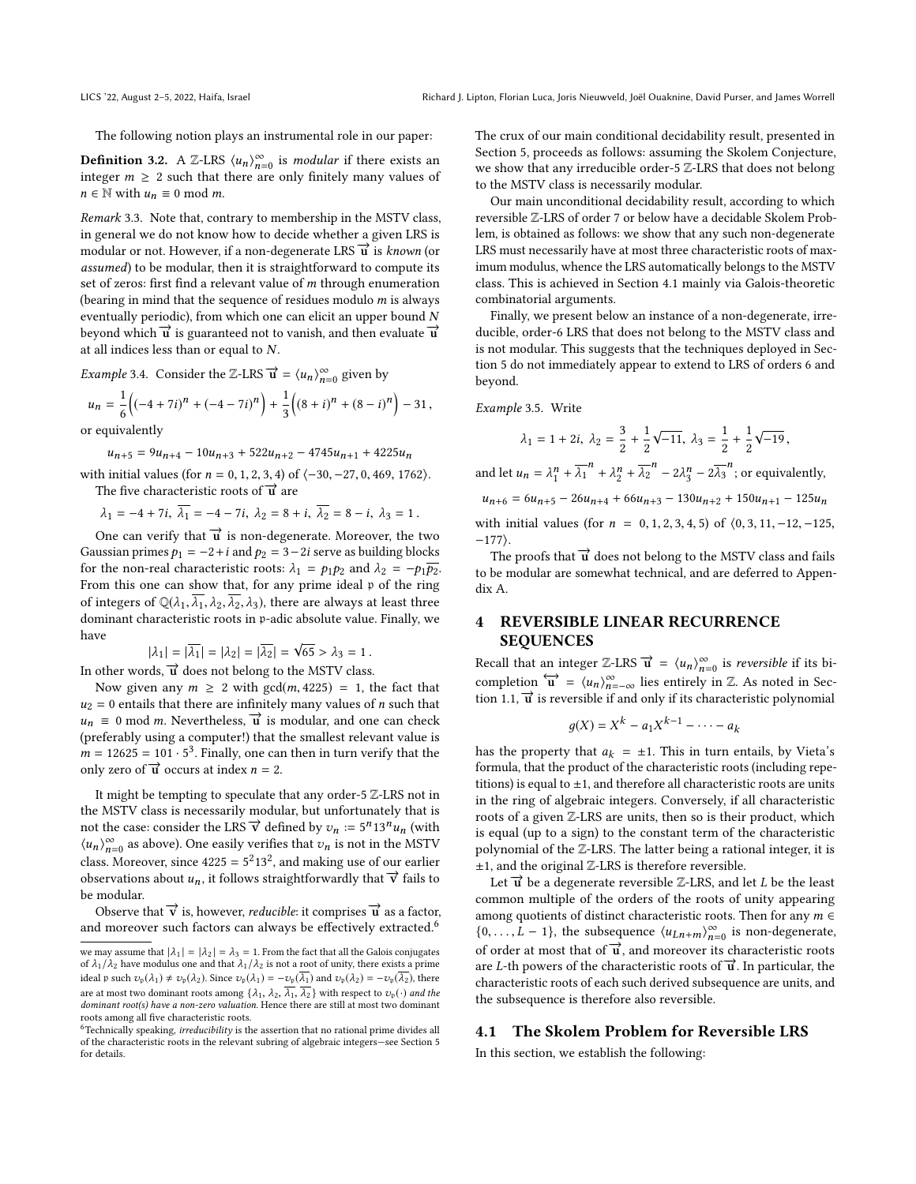The following notion plays an instrumental role in our paper:

**Definition 3.2.** A $\mathbb{Z}$-LRS $\langle u_n \rangle_{n=0}^{\infty}$ is *modular* if there exists an integer $m \geq 2$ such that there are only finitely many values of $n \in \mathbb{N}$ with $u_n \equiv 0 \bmod m$.

*Remark 3.3.* Note that, contrary to membership in the MSTV class, in general we do not know how to decide whether a given LRS is modular or not. However, if a non-degenerate LRS $\overrightarrow{\mathbf{u}}$ is *known* (or *assumed*) to be modular, then it is straightforward to compute its set of zeros: first find a relevant value of $m$ through enumeration (bearing in mind that the sequence of residues modulo $m$ is always eventually periodic), from which one can elicit an upper bound $N$ beyond which $\overrightarrow{\mathbf{u}}$ is guaranteed not to vanish, and then evaluate $\overrightarrow{\mathbf{u}}$ at all indices less than or equal to $N$.

*Example 3.4.* Consider the $\mathbb{Z}$-LRS $\overrightarrow{\mathbf{u}} = \langle u_n \rangle_{n=0}^{\infty}$ given by

$$u_n = \frac{1}{6}\Big((-4+7i)^n + (-4-7i)^n\Big) + \frac{1}{3}\Big((8+i)^n + (8-i)^n\Big) - 31\,,$$

or equivalently

$$u_{n+5} = 9u_{n+4} - 10u_{n+3} + 522u_{n+2} - 4745u_{n+1} + 4225u_n$$

with initial values (for $n = 0, 1, 2, 3, 4$) of $\langle -30, -27, 0, 469, 1762 \rangle$.

The five characteristic roots of $\overrightarrow{\mathbf{u}}$ are

$$\lambda_1 = -4+7i,\ \overline{\lambda_1} = -4-7i,\ \lambda_2 = 8+i,\ \overline{\lambda_2} = 8-i,\ \lambda_3 = 1\,.$$

One can verify that $\overrightarrow{\mathbf{u}}$ is non-degenerate. Moreover, the two Gaussian primes $p_1 = -2+i$ and $p_2 = 3-2i$ serve as building blocks for the non-real characteristic roots: $\lambda_1 = p_1 p_2$ and $\lambda_2 = -p_1\overline{p_2}$. From this one can show that, for any prime ideal $\mathfrak{p}$ of the ring of integers of $\mathbb{Q}(\lambda_1, \overline{\lambda_1}, \lambda_2, \overline{\lambda_2}, \lambda_3)$, there are always at least three dominant characteristic roots in $\mathfrak{p}$-adic absolute value. Finally, we have

$$|\lambda_1| = |\overline{\lambda_1}| = |\lambda_2| = |\overline{\lambda_2}| = \sqrt{65} > \lambda_3 = 1\,.$$

In other words, $\overrightarrow{\mathbf{u}}$ does not belong to the MSTV class.

Now given any $m \geq 2$ with $\gcd(m, 4225) = 1$, the fact that $u_2 = 0$ entails that there are infinitely many values of $n$ such that $u_n \equiv 0 \bmod m$. Nevertheless, $\overrightarrow{\mathbf{u}}$ is modular, and one can check (preferably using a computer!) that the smallest relevant value is $m = 12625 = 101 \cdot 5^3$. Finally, one can then in turn verify that the only zero of $\overrightarrow{\mathbf{u}}$ occurs at index $n = 2$.

It might be tempting to speculate that any order-5 $\mathbb{Z}$-LRS not in the MSTV class is necessarily modular, but unfortunately that is not the case: consider the LRS $\overrightarrow{\mathbf{v}}$ defined by $v_n := 5^n 13^n u_n$ (with $\langle u_n \rangle_{n=0}^{\infty}$ as above). One easily verifies that $v_n$ is not in the MSTV class. Moreover, since $4225 = 5^2 13^2$, and making use of our earlier observations about $u_n$, it follows straightforwardly that $\overrightarrow{\mathbf{v}}$ fails to be modular.

Observe that $\overrightarrow{\mathbf{v}}$ is, however, *reducible*: it comprises $\overrightarrow{\mathbf{u}}$ as a factor, and moreover such factors can always be effectively extracted.[6]

The crux of our main conditional decidability result, presented in Section 5, proceeds as follows: assuming the Skolem Conjecture, we show that any irreducible order-5 $\mathbb{Z}$-LRS that does not belong to the MSTV class is necessarily modular.

Our main unconditional decidability result, according to which reversible $\mathbb{Z}$-LRS of order 7 or below have a decidable Skolem Problem, is obtained as follows: we show that any such non-degenerate LRS must necessarily have at most three characteristic roots of maximum modulus, whence the LRS automatically belongs to the MSTV class. This is achieved in Section 4.1 mainly via Galois-theoretic combinatorial arguments.

Finally, we present below an instance of a non-degenerate, irreducible, order-6 LRS that does not belong to the MSTV class and is not modular. This suggests that the techniques deployed in Section 5 do not immediately appear to extend to LRS of orders 6 and beyond.

*Example 3.5.* Write

$$\lambda_1 = 1+2i,\ \lambda_2 = \frac{3}{2} + \frac{1}{2}\sqrt{-11},\ \lambda_3 = \frac{1}{2} + \frac{1}{2}\sqrt{-19}\,,$$

and let $u_n = \lambda_1^n + \overline{\lambda_1}^n + \lambda_2^n + \overline{\lambda_2}^n - 2\lambda_3^n - 2\overline{\lambda_3}^n$; or equivalently,

$$u_{n+6} = 6u_{n+5} - 26u_{n+4} + 66u_{n+3} - 130u_{n+2} + 150u_{n+1} - 125u_n$$

with initial values (for $n = 0, 1, 2, 3, 4, 5$) of $\langle 0, 3, 11, -12, -125, -177 \rangle$.

The proofs that $\overrightarrow{\mathbf{u}}$ does not belong to the MSTV class and fails to be modular are somewhat technical, and are deferred to Appendix A.

## 4 REVERSIBLE LINEAR RECURRENCE SEQUENCES

Recall that an integer $\mathbb{Z}$-LRS $\overrightarrow{\mathbf{u}} = \langle u_n \rangle_{n=0}^{\infty}$ is *reversible* if its bi-completion $\overleftrightarrow{\mathbf{u}} = \langle u_n \rangle_{n=-\infty}^{\infty}$ lies entirely in $\mathbb{Z}$. As noted in Section 1.1, $\overrightarrow{\mathbf{u}}$ is reversible if and only if its characteristic polynomial

$$g(X) = X^k - a_1 X^{k-1} - \cdots - a_k$$

has the property that $a_k = \pm 1$. This in turn entails, by Vieta's formula, that the product of the characteristic roots (including repetitions) is equal to $\pm 1$, and therefore all characteristic roots are units in the ring of algebraic integers. Conversely, if all characteristic roots of a given $\mathbb{Z}$-LRS are units, then so is their product, which is equal (up to a sign) to the constant term of the characteristic polynomial of the $\mathbb{Z}$-LRS. The latter being a rational integer, it is $\pm 1$, and the original $\mathbb{Z}$-LRS is therefore reversible.

Let $\overrightarrow{\mathbf{u}}$ be a degenerate reversible $\mathbb{Z}$-LRS, and let $L$ be the least common multiple of the orders of the roots of unity appearing among quotients of distinct characteristic roots. Then for any $m \in \{0, \ldots, L-1\}$, the subsequence $\langle u_{Ln+m} \rangle_{n=0}^{\infty}$ is non-degenerate, of order at most that of $\overrightarrow{\mathbf{u}}$, and moreover its characteristic roots are $L$-th powers of the characteristic roots of $\overrightarrow{\mathbf{u}}$. In particular, the characteristic roots of each such derived subsequence are units, and the subsequence is therefore also reversible.

### 4.1 The Skolem Problem for Reversible LRS

In this section, we establish the following:

---

we may assume that $|\lambda_1| = |\lambda_2| = \lambda_3 = 1$. From the fact that all the Galois conjugates of $\lambda_1/\lambda_2$ have modulus one and that $\lambda_1/\lambda_2$ is not a root of unity, there exists a prime ideal $\mathfrak{p}$ such $v_\mathfrak{p}(\lambda_1) \neq v_\mathfrak{p}(\lambda_2)$. Since $v_\mathfrak{p}(\lambda_1) = -v_\mathfrak{p}(\overline{\lambda_1})$ and $v_\mathfrak{p}(\lambda_2) = -v_\mathfrak{p}(\overline{\lambda_2})$, there are at most two dominant roots among $\{\lambda_1, \lambda_2, \overline{\lambda_1}, \overline{\lambda_2}\}$ with respect to $v_\mathfrak{p}(\cdot)$ *and the dominant root(s) have a non-zero valuation*. Hence there are still at most two dominant roots among all five characteristic roots.

[6] Technically speaking, *irreducibility* is the assertion that no rational prime divides all of the characteristic roots in the relevant subring of algebraic integers—see Section 5 for details.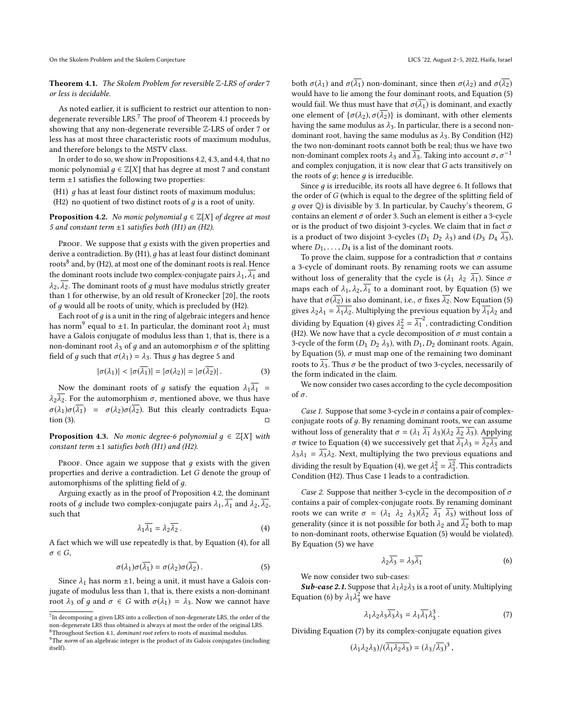**Theorem 4.1.** *The Skolem Problem for reversible $\mathbb{Z}$-LRS of order 7 or less is decidable.*

As noted earlier, it is sufficient to restrict our attention to non-degenerate reversible LRS.[7] The proof of Theorem 4.1 proceeds by showing that any non-degenerate reversible $\mathbb{Z}$-LRS of order 7 or less has at most three characteristic roots of maximum modulus, and therefore belongs to the MSTV class.

In order to do so, we show in Propositions 4.2, 4.3, and 4.4, that no monic polynomial $g \in \mathbb{Z}[X]$ that has degree at most 7 and constant term $\pm 1$ satisfies the following two properties:

(H1) $g$ has at least four distinct roots of maximum modulus;
(H2) no quotient of two distinct roots of $g$ is a root of unity.

**Proposition 4.2.** *No monic polynomial $g \in \mathbb{Z}[X]$ of degree at most 5 and constant term $\pm 1$ satisfies both (H1) an (H2).*

Proof. We suppose that $g$ exists with the given properties and derive a contradiction. By (H1), $g$ has at least four distinct dominant roots[8] and, by (H2), at most one of the dominant roots is real. Hence the dominant roots include two complex-conjugate pairs $\lambda_1, \overline{\lambda_1}$ and $\lambda_2, \overline{\lambda_2}$. The dominant roots of $g$ must have modulus strictly greater than 1 for otherwise, by an old result of Kronecker [20], the roots of $g$ would all be roots of unity, which is precluded by (H2).

Each root of $g$ is a unit in the ring of algebraic integers and hence has norm[9] equal to $\pm 1$. In particular, the dominant root $\lambda_1$ must have a Galois conjugate of modulus less than 1, that is, there is a non-dominant root $\lambda_3$ of $g$ and an automorphism $\sigma$ of the splitting field of $g$ such that $\sigma(\lambda_1) = \lambda_3$. Thus $g$ has degree 5 and

$$|\sigma(\lambda_1)| < |\sigma(\overline{\lambda_1})| = |\sigma(\lambda_2)| = |\sigma(\overline{\lambda_2})| \,. \tag{3}$$

Now the dominant roots of $g$ satisfy the equation $\lambda_1\overline{\lambda_1} = \lambda_2\overline{\lambda_2}$. For the automorphism $\sigma$, mentioned above, we thus have $\sigma(\lambda_1)\sigma(\overline{\lambda_1}) = \sigma(\lambda_2)\sigma(\overline{\lambda_2})$. But this clearly contradicts Equation (3). □

**Proposition 4.3.** *No monic degree-6 polynomial $g \in \mathbb{Z}[X]$ with constant term $\pm 1$ satisfies both (H1) and (H2).*

Proof. Once again we suppose that $g$ exists with the given properties and derive a contradiction. Let $G$ denote the group of automorphisms of the splitting field of $g$.

Arguing exactly as in the proof of Proposition 4.2, the dominant roots of $g$ include two complex-conjugate pairs $\lambda_1, \overline{\lambda_1}$ and $\lambda_2, \overline{\lambda_2}$, such that

$$\lambda_1\overline{\lambda_1} = \lambda_2\overline{\lambda_2} \,. \tag{4}$$

A fact which we will use repeatedly is that, by Equation (4), for all $\sigma \in G$,

$$\sigma(\lambda_1)\sigma(\overline{\lambda_1}) = \sigma(\lambda_2)\sigma(\overline{\lambda_2}) \,. \tag{5}$$

Since $\lambda_1$ has norm $\pm 1$, being a unit, it must have a Galois conjugate of modulus less than 1, that is, there exists a non-dominant root $\lambda_3$ of $g$ and $\sigma \in G$ with $\sigma(\lambda_1) = \lambda_3$. Now we cannot have both $\sigma(\lambda_1)$ and $\sigma(\overline{\lambda_1})$ non-dominant, since then $\sigma(\lambda_2)$ and $\sigma(\overline{\lambda_2})$ would have to lie among the four dominant roots, and Equation (5) would fail. We thus must have that $\sigma(\overline{\lambda_1})$ is dominant, and exactly one element of $\{\sigma(\lambda_2), \sigma(\overline{\lambda_2})\}$ is dominant, with other elements having the same modulus as $\lambda_3$. In particular, there is a second non-dominant root, having the same modulus as $\lambda_3$. By Condition (H2) the two non-dominant roots cannot both be real; thus we have two non-dominant complex roots $\lambda_3$ and $\overline{\lambda_3}$. Taking into account $\sigma, \sigma^{-1}$ and complex conjugation, it is now clear that $G$ acts transitively on the roots of $g$; hence $g$ is irreducible.

Since $g$ is irreducible, its roots all have degree 6. It follows that the order of $G$ (which is equal to the degree of the splitting field of $g$ over $\mathbb{Q}$) is divisible by 3. In particular, by Cauchy's theorem, $G$ contains an element $\sigma$ of order 3. Such an element is either a 3-cycle or is the product of two disjoint 3-cycles. We claim that in fact $\sigma$ is a product of two disjoint 3-cycles $(D_1\ D_2\ \lambda_3)$ and $(D_3\ D_4\ \overline{\lambda_3})$, where $D_1, \ldots, D_4$ is a list of the dominant roots.

To prove the claim, suppose for a contradiction that $\sigma$ contains a 3-cycle of dominant roots. By renaming roots we can assume without loss of generality that the cycle is $(\lambda_1\ \lambda_2\ \overline{\lambda_1})$. Since $\sigma$ maps each of $\lambda_1, \lambda_2, \overline{\lambda_1}$ to a dominant root, by Equation (5) we have that $\sigma(\overline{\lambda_2})$ is also dominant, i.e., $\sigma$ fixes $\overline{\lambda_2}$. Now Equation (5) gives $\lambda_2\lambda_1 = \overline{\lambda_1}\overline{\lambda_2}$. Multiplying the previous equation by $\overline{\lambda_1}\lambda_2$ and dividing by Equation (4) gives $\lambda_2^2 = \overline{\lambda_1}^2$, contradicting Condition (H2). We now have that a cycle decomposition of $\sigma$ must contain a 3-cycle of the form $(D_1\ D_2\ \lambda_3)$, with $D_1, D_2$ dominant roots. Again, by Equation (5), $\sigma$ must map one of the remaining two dominant roots to $\overline{\lambda_3}$. Thus $\sigma$ be the product of two 3-cycles, necessarily of the form indicated in the claim.

We now consider two cases according to the cycle decomposition of $\sigma$.

*Case 1.* Suppose that some 3-cycle in $\sigma$ contains a pair of complex-conjugate roots of $g$. By renaming dominant roots, we can assume without loss of generality that $\sigma = (\lambda_1\ \overline{\lambda_1}\ \lambda_3)(\lambda_2\ \overline{\lambda_2}\ \overline{\lambda_3})$. Applying $\sigma$ twice to Equation (4) we successively get that $\overline{\lambda_1}\lambda_3 = \overline{\lambda_2}\overline{\lambda_3}$ and $\lambda_3\lambda_1 = \overline{\lambda_3}\lambda_2$. Next, multiplying the two previous equations and dividing the result by Equation (4), we get $\lambda_3^2 = \overline{\lambda_3^2}$. This contradicts Condition (H2). Thus Case 1 leads to a contradiction.

*Case 2.* Suppose that neither 3-cycle in the decomposition of $\sigma$ contains a pair of complex-conjugate roots. By renaming dominant roots we can write $\sigma = (\lambda_1\ \lambda_2\ \lambda_3)(\overline{\lambda_2}\ \overline{\lambda_1}\ \overline{\lambda_3})$ without loss of generality (since it is not possible for both $\lambda_2$ and $\overline{\lambda_2}$ both to map to non-dominant roots, otherwise Equation (5) would be violated). By Equation (5) we have

$$\lambda_2\overline{\lambda_3} = \lambda_3\overline{\lambda_1} \tag{6}$$

We now consider two sub-cases:

***Sub-case 2.1.*** Suppose that $\lambda_1\lambda_2\lambda_3$ is a root of unity. Multiplying Equation (6) by $\lambda_1\lambda_3^2$ we have

$$\lambda_1\lambda_2\lambda_3\overline{\lambda_3}\lambda_3 = \lambda_1\overline{\lambda_1}\lambda_3^3 \,. \tag{7}$$

Dividing Equation (7) by its complex-conjugate equation gives

$$(\lambda_1\lambda_2\lambda_3)/(\overline{\lambda_1\lambda_2\lambda_3}) = (\lambda_3/\overline{\lambda_3})^3 \,,$$

---

[7] In decomposing a given LRS into a collection of non-degenerate LRS, the order of the non-degenerate LRS thus obtained is always at most the order of the original LRS.

[8] Throughout Section 4.1, *dominant root* refers to roots of maximal modulus.

[9] The *norm* of an algebraic integer is the product of its Galois conjugates (including itself).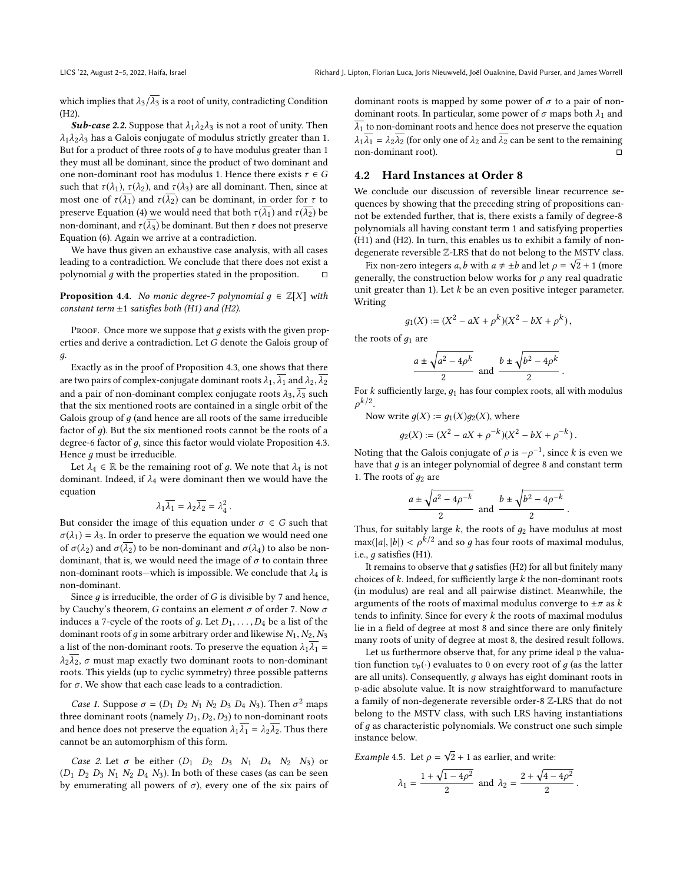which implies that $\lambda_3/\overline{\lambda_3}$ is a root of unity, contradicting Condition (H2).

***Sub-case 2.2.*** Suppose that $\lambda_1\lambda_2\lambda_3$ is not a root of unity. Then $\lambda_1\lambda_2\lambda_3$ has a Galois conjugate of modulus strictly greater than 1. But for a product of three roots of $g$ to have modulus greater than 1 they must all be dominant, since the product of two dominant and one non-dominant root has modulus 1. Hence there exists $\tau \in G$ such that $\tau(\lambda_1)$, $\tau(\lambda_2)$, and $\tau(\lambda_3)$ are all dominant. Then, since at most one of $\tau(\overline{\lambda_1})$ and $\tau(\overline{\lambda_2})$ can be dominant, in order for $\tau$ to preserve Equation (4) we would need that both $\tau(\overline{\lambda_1})$ and $\tau(\overline{\lambda_2})$ be non-dominant, and $\tau(\overline{\lambda_3})$ be dominant. But then $\tau$ does not preserve Equation (6). Again we arrive at a contradiction.

We have thus given an exhaustive case analysis, with all cases leading to a contradiction. We conclude that there does not exist a polynomial $g$ with the properties stated in the proposition. □

**Proposition 4.4.** *No monic degree-7 polynomial $g \in \mathbb{Z}[X]$ with constant term $\pm 1$ satisfies both (H1) and (H2).*

Proof. Once more we suppose that $g$ exists with the given properties and derive a contradiction. Let $G$ denote the Galois group of $g$.

Exactly as in the proof of Proposition 4.3, one shows that there are two pairs of complex-conjugate dominant roots $\lambda_1, \overline{\lambda_1}$ and $\lambda_2, \overline{\lambda_2}$ and a pair of non-dominant complex conjugate roots $\lambda_3, \overline{\lambda_3}$ such that the six mentioned roots are contained in a single orbit of the Galois group of $g$ (and hence are all roots of the same irreducible factor of $g$). But the six mentioned roots cannot be the roots of a degree-6 factor of $g$, since this factor would violate Proposition 4.3. Hence $g$ must be irreducible.

Let $\lambda_4 \in \mathbb{R}$ be the remaining root of $g$. We note that $\lambda_4$ is not dominant. Indeed, if $\lambda_4$ were dominant then we would have the equation

$$\lambda_1\overline{\lambda_1} = \lambda_2\overline{\lambda_2} = \lambda_4^2\,.$$

But consider the image of this equation under $\sigma \in G$ such that $\sigma(\lambda_1) = \lambda_3$. In order to preserve the equation we would need one of $\sigma(\lambda_2)$ and $\sigma(\overline{\lambda_2})$ to be non-dominant and $\sigma(\lambda_4)$ to also be non-dominant, that is, we would need the image of $\sigma$ to contain three non-dominant roots—which is impossible. We conclude that $\lambda_4$ is non-dominant.

Since $g$ is irreducible, the order of $G$ is divisible by 7 and hence, by Cauchy's theorem, $G$ contains an element $\sigma$ of order 7. Now $\sigma$ induces a 7-cycle of the roots of $g$. Let $D_1, \ldots, D_4$ be a list of the dominant roots of $g$ in some arbitrary order and likewise $N_1, N_2, N_3$ a list of the non-dominant roots. To preserve the equation $\lambda_1\overline{\lambda_1} = \lambda_2\overline{\lambda_2}$, $\sigma$ must map exactly two dominant roots to non-dominant roots. This yields (up to cyclic symmetry) three possible patterns for $\sigma$. We show that each case leads to a contradiction.

*Case 1.* Suppose $\sigma = (D_1\ D_2\ N_1\ N_2\ D_3\ D_4\ N_3)$. Then $\sigma^2$ maps three dominant roots (namely $D_1, D_2, D_3$) to non-dominant roots and hence does not preserve the equation $\lambda_1\overline{\lambda_1} = \lambda_2\overline{\lambda_2}$. Thus there cannot be an automorphism of this form.

*Case 2.* Let $\sigma$ be either $(D_1\ D_2\ D_3\ N_1\ D_4\ N_2\ N_3)$ or $(D_1\ D_2\ D_3\ N_1\ N_2\ D_4\ N_3)$. In both of these cases (as can be seen by enumerating all powers of $\sigma$), every one of the six pairs of dominant roots is mapped by some power of $\sigma$ to a pair of non-dominant roots. In particular, some power of $\sigma$ maps both $\lambda_1$ and $\overline{\lambda_1}$ to non-dominant roots and hence does not preserve the equation $\lambda_1\overline{\lambda_1} = \lambda_2\overline{\lambda_2}$ (for only one of $\lambda_2$ and $\overline{\lambda_2}$ can be sent to the remaining non-dominant root). □

## 4.2 Hard Instances at Order 8

We conclude our discussion of reversible linear recurrence sequences by showing that the preceding string of propositions cannot be extended further, that is, there exists a family of degree-8 polynomials all having constant term 1 and satisfying properties (H1) and (H2). In turn, this enables us to exhibit a family of non-degenerate reversible $\mathbb{Z}$-LRS that do not belong to the MSTV class.

Fix non-zero integers $a, b$ with $a \neq \pm b$ and let $\rho = \sqrt{2} + 1$ (more generally, the construction below works for $\rho$ any real quadratic unit greater than 1). Let $k$ be an even positive integer parameter. Writing

$$g_1(X) := (X^2 - aX + \rho^k)(X^2 - bX + \rho^k)\,,$$

the roots of $g_1$ are

$$\frac{a \pm \sqrt{a^2 - 4\rho^k}}{2} \text{ and } \frac{b \pm \sqrt{b^2 - 4\rho^k}}{2}\,.$$

For $k$ sufficiently large, $g_1$ has four complex roots, all with modulus $\rho^{k/2}$.

Now write $g(X) := g_1(X)g_2(X)$, where

$$g_2(X) := (X^2 - aX + \rho^{-k})(X^2 - bX + \rho^{-k})\,.$$

Noting that the Galois conjugate of $\rho$ is $-\rho^{-1}$, since $k$ is even we have that $g$ is an integer polynomial of degree 8 and constant term 1. The roots of $g_2$ are

$$\frac{a \pm \sqrt{a^2 - 4\rho^{-k}}}{2} \text{ and } \frac{b \pm \sqrt{b^2 - 4\rho^{-k}}}{2}\,.$$

Thus, for suitably large $k$, the roots of $g_2$ have modulus at most $\max(|a|, |b|) < \rho^{k/2}$ and so $g$ has four roots of maximal modulus, i.e., $g$ satisfies (H1).

It remains to observe that $g$ satisfies (H2) for all but finitely many choices of $k$. Indeed, for sufficiently large $k$ the non-dominant roots (in modulus) are real and all pairwise distinct. Meanwhile, the arguments of the roots of maximal modulus converge to $\pm\pi$ as $k$ tends to infinity. Since for every $k$ the roots of maximal modulus lie in a field of degree at most 8 and since there are only finitely many roots of unity of degree at most 8, the desired result follows.

Let us furthermore observe that, for any prime ideal $\mathfrak{p}$ the valuation function $v_{\mathfrak{p}}(\cdot)$ evaluates to 0 on every root of $g$ (as the latter are all units). Consequently, $g$ always has eight dominant roots in $\mathfrak{p}$-adic absolute value. It is now straightforward to manufacture a family of non-degenerate reversible order-8 $\mathbb{Z}$-LRS that do not belong to the MSTV class, with such LRS having instantiations of $g$ as characteristic polynomials. We construct one such simple instance below.

*Example 4.5.* Let $\rho = \sqrt{2} + 1$ as earlier, and write:

$$\lambda_1 = \frac{1 + \sqrt{1 - 4\rho^2}}{2} \text{ and } \lambda_2 = \frac{2 + \sqrt{4 - 4\rho^2}}{2}\,.$$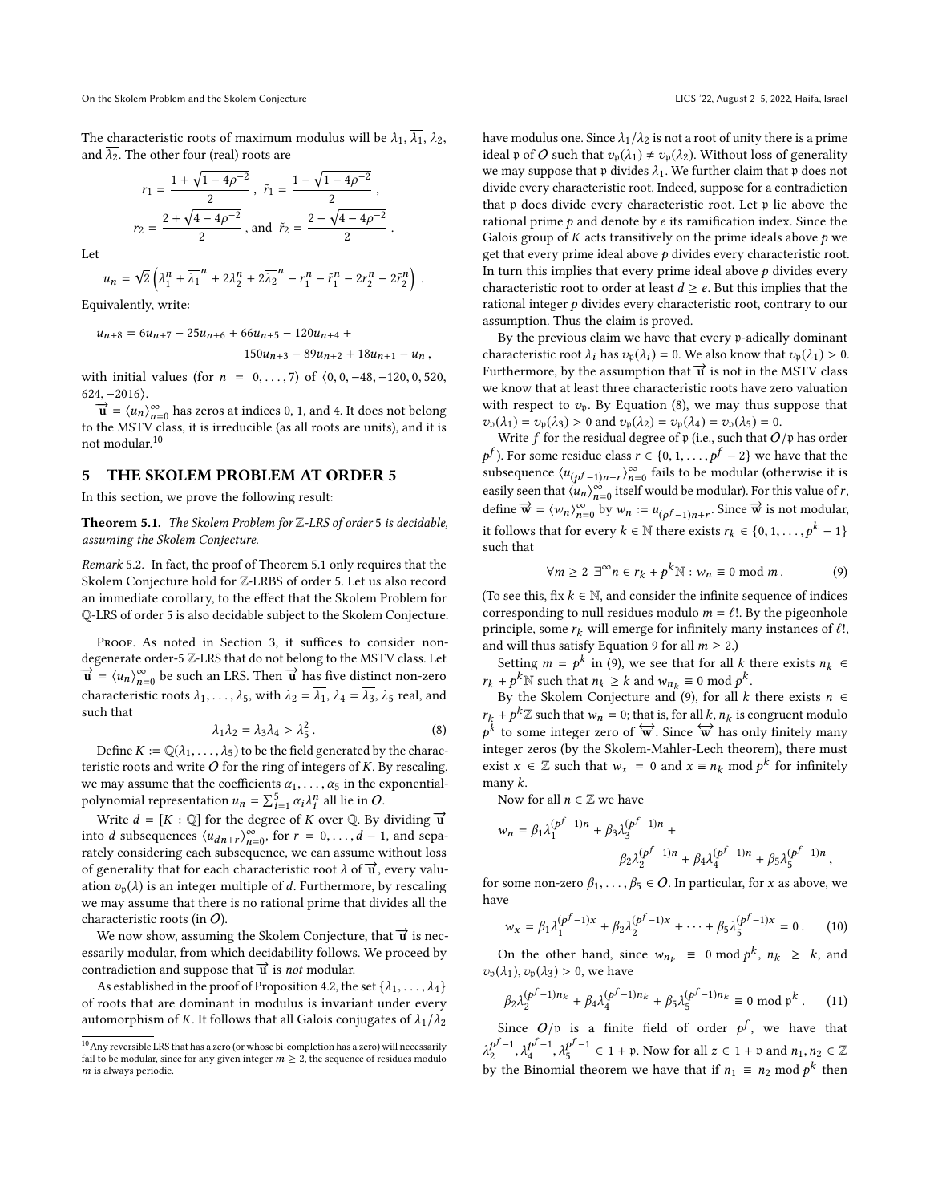The characteristic roots of maximum modulus will be $\lambda_1$, $\overline{\lambda_1}$, $\lambda_2$, and $\overline{\lambda_2}$. The other four (real) roots are

$$r_1 = \frac{1+\sqrt{1-4\rho^{-2}}}{2}\ ,\ \tilde{r}_1 = \frac{1-\sqrt{1-4\rho^{-2}}}{2}\ ,$$

$$r_2 = \frac{2+\sqrt{4-4\rho^{-2}}}{2}\ ,\ \text{and}\ \tilde{r}_2 = \frac{2-\sqrt{4-4\rho^{-2}}}{2}\ .$$

Let

$$u_n = \sqrt{2}\left(\lambda_1^n + \overline{\lambda_1}^n + 2\lambda_2^n + 2\overline{\lambda_2}^n - r_1^n - \tilde{r}_1^n - 2r_2^n - 2\tilde{r}_2^n\right)\ .$$

Equivalently, write:

$$u_{n+8} = 6u_{n+7} - 25u_{n+6} + 66u_{n+5} - 120u_{n+4} + 150u_{n+3} - 89u_{n+2} + 18u_{n+1} - u_n\ ,$$

with initial values (for $n = 0,\ldots,7$) of $\langle 0, 0, -48, -120, 0, 520, 624, -2016\rangle$.

$\overrightarrow{\mathbf{u}} = \langle u_n\rangle_{n=0}^{\infty}$ has zeros at indices 0, 1, and 4. It does not belong to the MSTV class, it is irreducible (as all roots are units), and it is not modular.[10]

## 5 THE SKOLEM PROBLEM AT ORDER 5

In this section, we prove the following result:

**Theorem 5.1.** *The Skolem Problem for $\mathbb{Z}$-LRS of order 5 is decidable, assuming the Skolem Conjecture.*

*Remark 5.2.* In fact, the proof of Theorem 5.1 only requires that the Skolem Conjecture hold for $\mathbb{Z}$-LRBS of order 5. Let us also record an immediate corollary, to the effect that the Skolem Problem for $\mathbb{Q}$-LRS of order 5 is also decidable subject to the Skolem Conjecture.

Proof. As noted in Section 3, it suffices to consider non-degenerate order-5 $\mathbb{Z}$-LRS that do not belong to the MSTV class. Let $\overrightarrow{\mathbf{u}} = \langle u_n\rangle_{n=0}^{\infty}$ be such an LRS. Then $\overrightarrow{\mathbf{u}}$ has five distinct non-zero characteristic roots $\lambda_1,\ldots,\lambda_5$, with $\lambda_2 = \overline{\lambda_1}$, $\lambda_4 = \overline{\lambda_3}$, $\lambda_5$ real, and such that

$$\lambda_1\lambda_2 = \lambda_3\lambda_4 > \lambda_5^2\ . \tag{8}$$

Define $K := \mathbb{Q}(\lambda_1,\ldots,\lambda_5)$ to be the field generated by the characteristic roots and write $O$ for the ring of integers of $K$. By rescaling, we may assume that the coefficients $\alpha_1,\ldots,\alpha_5$ in the exponential-polynomial representation $u_n = \sum_{i=1}^5 \alpha_i\lambda_i^n$ all lie in $O$.

Write $d = [K:\mathbb{Q}]$ for the degree of $K$ over $\mathbb{Q}$. By dividing $\overrightarrow{\mathbf{u}}$ into $d$ subsequences $\langle u_{dn+r}\rangle_{n=0}^{\infty}$, for $r = 0,\ldots,d-1$, and separately considering each subsequence, we can assume without loss of generality that for each characteristic root $\lambda$ of $\overrightarrow{\mathbf{u}}$, every valuation $v_{\mathfrak{p}}(\lambda)$ is an integer multiple of $d$. Furthermore, by rescaling we may assume that there is no rational prime that divides all the characteristic roots (in $O$).

We now show, assuming the Skolem Conjecture, that $\overrightarrow{\mathbf{u}}$ is necessarily modular, from which decidability follows. We proceed by contradiction and suppose that $\overrightarrow{\mathbf{u}}$ is *not* modular.

As established in the proof of Proposition 4.2, the set $\{\lambda_1,\ldots,\lambda_4\}$ of roots that are dominant in modulus is invariant under every automorphism of $K$. It follows that all Galois conjugates of $\lambda_1/\lambda_2$ have modulus one. Since $\lambda_1/\lambda_2$ is not a root of unity there is a prime ideal $\mathfrak{p}$ of $O$ such that $v_{\mathfrak{p}}(\lambda_1) \neq v_{\mathfrak{p}}(\lambda_2)$. Without loss of generality we may suppose that $\mathfrak{p}$ divides $\lambda_1$. We further claim that $\mathfrak{p}$ does not divide every characteristic root. Indeed, suppose for a contradiction that $\mathfrak{p}$ does divide every characteristic root. Let $\mathfrak{p}$ lie above the rational prime $p$ and denote by $e$ its ramification index. Since the Galois group of $K$ acts transitively on the prime ideals above $p$ we get that every prime ideal above $p$ divides every characteristic root. In turn this implies that every prime ideal above $p$ divides every characteristic root to order at least $d \geq e$. But this implies that the rational integer $p$ divides every characteristic root, contrary to our assumption. Thus the claim is proved.

By the previous claim we have that every $\mathfrak{p}$-adically dominant characteristic root $\lambda_i$ has $v_{\mathfrak{p}}(\lambda_i) = 0$. We also know that $v_{\mathfrak{p}}(\lambda_1) > 0$. Furthermore, by the assumption that $\overrightarrow{\mathbf{u}}$ is not in the MSTV class we know that at least three characteristic roots have zero valuation with respect to $v_{\mathfrak{p}}$. By Equation (8), we may thus suppose that $v_{\mathfrak{p}}(\lambda_1) = v_{\mathfrak{p}}(\lambda_3) > 0$ and $v_{\mathfrak{p}}(\lambda_2) = v_{\mathfrak{p}}(\lambda_4) = v_{\mathfrak{p}}(\lambda_5) = 0$.

Write $f$ for the residual degree of $\mathfrak{p}$ (i.e., such that $O/\mathfrak{p}$ has order $p^f$). For some residue class $r \in \{0,1,\ldots,p^f-2\}$ we have that the subsequence $\langle u_{(p^f-1)n+r}\rangle_{n=0}^{\infty}$ fails to be modular (otherwise it is easily seen that $\langle u_n\rangle_{n=0}^{\infty}$ itself would be modular). For this value of $r$, define $\overrightarrow{\mathbf{w}} = \langle w_n\rangle_{n=0}^{\infty}$ by $w_n := u_{(p^f-1)n+r}$. Since $\overrightarrow{\mathbf{w}}$ is not modular, it follows that for every $k \in \mathbb{N}$ there exists $r_k \in \{0,1,\ldots,p^k-1\}$ such that

$$\forall m \geq 2\ \exists^{\infty} n \in r_k + p^k\mathbb{N} : w_n \equiv 0 \bmod m\,. \tag{9}$$

(To see this, fix $k \in \mathbb{N}$, and consider the infinite sequence of indices corresponding to null residues modulo $m = \ell!$. By the pigeonhole principle, some $r_k$ will emerge for infinitely many instances of $\ell!$, and will thus satisfy Equation 9 for all $m \geq 2$.)

Setting $m = p^k$ in (9), we see that for all $k$ there exists $n_k \in r_k + p^k\mathbb{N}$ such that $n_k \geq k$ and $w_{n_k} \equiv 0 \bmod p^k$.

By the Skolem Conjecture and (9), for all $k$ there exists $n \in r_k + p^k\mathbb{Z}$ such that $w_n = 0$; that is, for all $k$, $n_k$ is congruent modulo $p^k$ to some integer zero of $\overleftrightarrow{\mathbf{w}}$. Since $\overleftrightarrow{\mathbf{w}}$ has only finitely many integer zeros (by the Skolem-Mahler-Lech theorem), there must exist $x \in \mathbb{Z}$ such that $w_x = 0$ and $x \equiv n_k \bmod p^k$ for infinitely many $k$.

Now for all $n \in \mathbb{Z}$ we have

$$w_n = \beta_1\lambda_1^{(p^f-1)n} + \beta_3\lambda_3^{(p^f-1)n} + \beta_2\lambda_2^{(p^f-1)n} + \beta_4\lambda_4^{(p^f-1)n} + \beta_5\lambda_5^{(p^f-1)n}\,,$$

for some non-zero $\beta_1,\ldots,\beta_5 \in O$. In particular, for $x$ as above, we have

$$w_x = \beta_1\lambda_1^{(p^f-1)x} + \beta_2\lambda_2^{(p^f-1)x} + \cdots + \beta_5\lambda_5^{(p^f-1)x} = 0\,. \tag{10}$$

On the other hand, since $w_{n_k} \equiv 0 \bmod p^k$, $n_k \geq k$, and $v_{\mathfrak{p}}(\lambda_1), v_{\mathfrak{p}}(\lambda_3) > 0$, we have

$$\beta_2\lambda_2^{(p^f-1)n_k} + \beta_4\lambda_4^{(p^f-1)n_k} + \beta_5\lambda_5^{(p^f-1)n_k} \equiv 0 \bmod \mathfrak{p}^k\,. \tag{11}$$

Since $O/\mathfrak{p}$ is a finite field of order $p^f$, we have that $\lambda_2^{p^f-1}, \lambda_4^{p^f-1}, \lambda_5^{p^f-1} \in 1+\mathfrak{p}$. Now for all $z \in 1+\mathfrak{p}$ and $n_1, n_2 \in \mathbb{Z}$ by the Binomial theorem we have that if $n_1 \equiv n_2 \bmod p^k$ then

[10] Any reversible LRS that has a zero (or whose bi-completion has a zero) will necessarily fail to be modular, since for any given integer $m \geq 2$, the sequence of residues modulo $m$ is always periodic.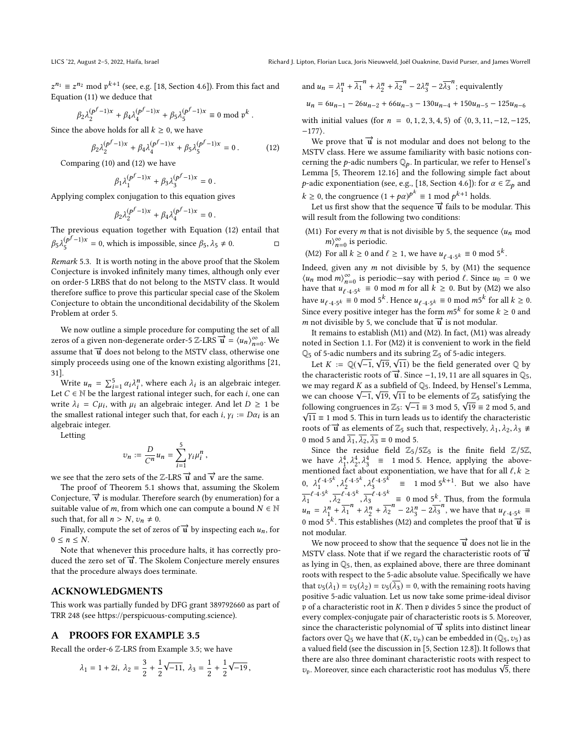$z^{n_1} \equiv z^{n_2} \bmod \mathfrak{p}^{k+1}$ (see, e.g. [18, Section 4.6]). From this fact and Equation (11) we deduce that

$$\beta_2\lambda_2^{(p^f-1)x} + \beta_4\lambda_4^{(p^f-1)x} + \beta_5\lambda_5^{(p^f-1)x} \equiv 0 \bmod \mathfrak{p}^k .$$

Since the above holds for all $k \geq 0$, we have

$$\beta_2\lambda_2^{(p^f-1)x} + \beta_4\lambda_4^{(p^f-1)x} + \beta_5\lambda_5^{(p^f-1)x} = 0 . \tag{12}$$

Comparing (10) and (12) we have

$$\beta_1\lambda_1^{(p^f-1)x} + \beta_3\lambda_3^{(p^f-1)x} = 0 .$$

Applying complex conjugation to this equation gives

$$\beta_2\lambda_2^{(p^f-1)x} + \beta_4\lambda_4^{(p^f-1)x} = 0 .$$

The previous equation together with Equation (12) entail that $\beta_5\lambda_5^{(p^f-1)x} = 0$, which is impossible, since $\beta_5, \lambda_5 \neq 0$. □

*Remark 5.3.* It is worth noting in the above proof that the Skolem Conjecture is invoked infinitely many times, although only ever on order-5 LRBS that do not belong to the MSTV class. It would therefore suffice to prove this particular special case of the Skolem Conjecture to obtain the unconditional decidability of the Skolem Problem at order 5.

We now outline a simple procedure for computing the set of all zeros of a given non-degenerate order-5 $\mathbb{Z}$-LRS $\overrightarrow{\mathbf{u}} = \langle u_n \rangle_{n=0}^{\infty}$. We assume that $\overrightarrow{\mathbf{u}}$ does not belong to the MSTV class, otherwise one simply proceeds using one of the known existing algorithms [21, 31].

Write $u_n = \sum_{i=1}^{5} \alpha_i \lambda_i^n$, where each $\lambda_i$ is an algebraic integer. Let $C \in \mathbb{N}$ be the largest rational integer such, for each $i$, one can write $\lambda_i = C\mu_i$, with $\mu_i$ an algebraic integer. And let $D \geq 1$ be the smallest rational integer such that, for each $i$, $\gamma_i := D\alpha_i$ is an algebraic integer.

Letting

$$v_n := \frac{D}{C^n} u_n = \sum_{i=1}^{5} \gamma_i \mu_i^n ,$$

we see that the zero sets of the $\mathbb{Z}$-LRS $\overrightarrow{\mathbf{u}}$ and $\overrightarrow{\mathbf{v}}$ are the same.

The proof of Theorem 5.1 shows that, assuming the Skolem Conjecture, $\overrightarrow{\mathbf{v}}$ is modular. Therefore search (by enumeration) for a suitable value of $m$, from which one can compute a bound $N \in \mathbb{N}$ such that, for all $n > N$, $v_n \neq 0$.

Finally, compute the set of zeros of $\overrightarrow{\mathbf{u}}$ by inspecting each $u_n$, for $0 \leq n \leq N$.

Note that whenever this procedure halts, it has correctly produced the zero set of $\overrightarrow{\mathbf{u}}$. The Skolem Conjecture merely ensures that the procedure always does terminate.

## ACKNOWLEDGMENTS

This work was partially funded by DFG grant 389792660 as part of TRR 248 (see https://perspicuous-computing.science).

## A PROOFS FOR EXAMPLE 3.5

Recall the order-6 $\mathbb{Z}$-LRS from Example 3.5; we have

$$\lambda_1 = 1 + 2i,\ \lambda_2 = \frac{3}{2} + \frac{1}{2}\sqrt{-11},\ \lambda_3 = \frac{1}{2} + \frac{1}{2}\sqrt{-19},$$

and $u_n = \lambda_1^n + \overline{\lambda_1}^n + \lambda_2^n + \overline{\lambda_2}^n - 2\lambda_3^n - 2\overline{\lambda_3}^n$; equivalently

$$u_n = 6u_{n-1} - 26u_{n-2} + 66u_{n-3} - 130u_{n-4} + 150u_{n-5} - 125u_{n-6}$$

with initial values (for $n = 0, 1, 2, 3, 4, 5$) of $\langle 0, 3, 11, -12, -125, -177\rangle$.

We prove that $\overrightarrow{\mathbf{u}}$ is not modular and does not belong to the MSTV class. Here we assume familiarity with basic notions concerning the $p$-adic numbers $\mathbb{Q}_p$. In particular, we refer to Hensel's Lemma [5, Theorem 12.16] and the following simple fact about $p$-adic exponentiation (see, e.g., [18, Section 4.6]): for $\alpha \in \mathbb{Z}_p$ and $k \geq 0$, the congruence $(1 + p\alpha)^{p^k} \equiv 1 \bmod p^{k+1}$ holds.

Let us first show that the sequence $\overrightarrow{\mathbf{u}}$ fails to be modular. This will result from the following two conditions:

- (M1) For every $m$ that is not divisible by 5, the sequence $\langle u_n \bmod m\rangle_{n=0}^{\infty}$ is periodic.
- (M2) For all $k \geq 0$ and $\ell \geq 1$, we have $u_{\ell\cdot 4\cdot 5^k} \equiv 0 \bmod 5^k$.

Indeed, given any $m$ not divisible by 5, by (M1) the sequence $\langle u_n \bmod m\rangle_{n=0}^{\infty}$ is periodic—say with period $\ell$. Since $u_0 = 0$ we have that $u_{\ell\cdot 4\cdot 5^k} \equiv 0 \bmod m$ for all $k \geq 0$. But by (M2) we also have $u_{\ell\cdot 4\cdot 5^k} \equiv 0 \bmod 5^k$. Hence $u_{\ell\cdot 4\cdot 5^k} \equiv 0 \bmod m5^k$ for all $k \geq 0$. Since every positive integer has the form $m5^k$ for some $k \geq 0$ and $m$ not divisible by 5, we conclude that $\overrightarrow{\mathbf{u}}$ is not modular.

It remains to establish (M1) and (M2). In fact, (M1) was already noted in Section 1.1. For (M2) it is convenient to work in the field $\mathbb{Q}_5$ of 5-adic numbers and its subring $\mathbb{Z}_5$ of 5-adic integers.

Let $K := \mathbb{Q}(\sqrt{-1}, \sqrt{19}, \sqrt{11})$ be the field generated over $\mathbb{Q}$ by the characteristic roots of $\overrightarrow{\mathbf{u}}$. Since $-1, 19, 11$ are all squares in $\mathbb{Q}_5$, we may regard $K$ as a subfield of $\mathbb{Q}_5$. Indeed, by Hensel's Lemma, we can choose $\sqrt{-1}, \sqrt{19}, \sqrt{11}$ to be elements of $\mathbb{Z}_5$ satisfying the following congruences in $\mathbb{Z}_5$: $\sqrt{-1} \equiv 3 \bmod 5$, $\sqrt{19} \equiv 2 \bmod 5$, and $\sqrt{11} \equiv 1 \bmod 5$. This in turn leads us to identify the characteristic roots of $\overrightarrow{\mathbf{u}}$ as elements of $\mathbb{Z}_5$ such that, respectively, $\lambda_1, \lambda_2, \lambda_3 \not\equiv 0 \bmod 5$ and $\overline{\lambda_1}, \overline{\lambda_2}, \overline{\lambda_3} \equiv 0 \bmod 5$.

Since the residue field $\mathbb{Z}_5/5\mathbb{Z}_5$ is the finite field $\mathbb{Z}/5\mathbb{Z}$, we have $\lambda_1^4, \lambda_2^4, \lambda_3^4 \equiv 1 \bmod 5$. Hence, applying the above-mentioned fact about exponentiation, we have that for all $\ell, k \geq 0$, $\lambda_1^{\ell\cdot 4\cdot 5^k}, \lambda_2^{\ell\cdot 4\cdot 5^k}, \lambda_3^{\ell\cdot 4\cdot 5^k} \equiv 1 \bmod 5^{k+1}$. But we also have $\overline{\lambda_1}^{\ell\cdot 4\cdot 5^k}, \overline{\lambda_2}^{\ell\cdot 4\cdot 5^k}, \overline{\lambda_3}^{\ell\cdot 4\cdot 5^k} \equiv 0 \bmod 5^k$. Thus, from the formula $u_n = \lambda_1^n + \overline{\lambda_1}^n + \lambda_2^n + \overline{\lambda_2}^n - 2\lambda_3^n - 2\overline{\lambda_3}^n$, we have that $u_{\ell\cdot 4\cdot 5^k} \equiv 0 \bmod 5^k$. This establishes (M2) and completes the proof that $\overrightarrow{\mathbf{u}}$ is not modular.

We now proceed to show that the sequence $\overrightarrow{\mathbf{u}}$ does not lie in the MSTV class. Note that if we regard the characteristic roots of $\overrightarrow{\mathbf{u}}$ as lying in $\mathbb{Q}_5$, then, as explained above, there are three dominant roots with respect to the 5-adic absolute value. Specifically we have that $v_5(\lambda_1) = v_5(\lambda_2) = v_5(\overline{\lambda_3}) = 0$, with the remaining roots having positive 5-adic valuation. Let us now take some prime-ideal divisor $\mathfrak{p}$ of a characteristic root in $K$. Then $\mathfrak{p}$ divides 5 since the product of every complex-conjugate pair of characteristic roots is 5. Moreover, since the characteristic polynomial of $\overrightarrow{\mathbf{u}}$ splits into distinct linear factors over $\mathbb{Q}_5$ we have that $(K, v_{\mathfrak{p}})$ can be embedded in $(\mathbb{Q}_5, v_5)$ as a valued field (see the discussion in [5, Section 12.8]). It follows that there are also three dominant characteristic roots with respect to $v_{\mathfrak{p}}$. Moreover, since each characteristic root has modulus $\sqrt{5}$, there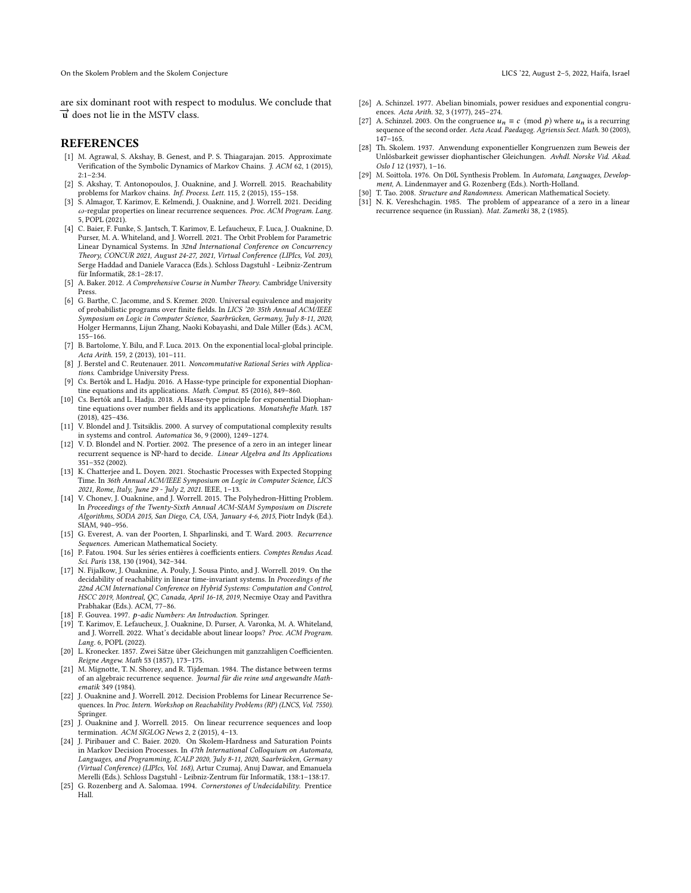are six dominant root with respect to modulus. We conclude that $\overrightarrow{\mathbf{u}}$ does not lie in the MSTV class.

## REFERENCES

[1] M. Agrawal, S. Akshay, B. Genest, and P. S. Thiagarajan. 2015. Approximate Verification of the Symbolic Dynamics of Markov Chains. *J. ACM* 62, 1 (2015), 2:1–2:34.

[2] S. Akshay, T. Antonopoulos, J. Ouaknine, and J. Worrell. 2015. Reachability problems for Markov chains. *Inf. Process. Lett.* 115, 2 (2015), 155–158.

[3] S. Almagor, T. Karimov, E. Kelmendi, J. Ouaknine, and J. Worrell. 2021. Deciding $\omega$-regular properties on linear recurrence sequences. *Proc. ACM Program. Lang.* 5, POPL (2021).

[4] C. Baier, F. Funke, S. Jantsch, T. Karimov, E. Lefaucheux, F. Luca, J. Ouaknine, D. Purser, M. A. Whiteland, and J. Worrell. 2021. The Orbit Problem for Parametric Linear Dynamical Systems. In *32nd International Conference on Concurrency Theory, CONCUR 2021, August 24-27, 2021, Virtual Conference (LIPIcs, Vol. 203)*, Serge Haddad and Daniele Varacca (Eds.). Schloss Dagstuhl - Leibniz-Zentrum für Informatik, 28:1–28:17.

[5] A. Baker. 2012. *A Comprehensive Course in Number Theory.* Cambridge University Press.

[6] G. Barthe, C. Jacomme, and S. Kremer. 2020. Universal equivalence and majority of probabilistic programs over finite fields. In *LICS '20: 35th Annual ACM/IEEE Symposium on Logic in Computer Science, Saarbrücken, Germany, July 8-11, 2020*, Holger Hermanns, Lijun Zhang, Naoki Kobayashi, and Dale Miller (Eds.). ACM, 155–166.

[7] B. Bartolome, Y. Bilu, and F. Luca. 2013. On the exponential local-global principle. *Acta Arith.* 159, 2 (2013), 101–111.

[8] J. Berstel and C. Reutenauer. 2011. *Noncommutative Rational Series with Applications.* Cambridge University Press.

[9] Cs. Bertók and L. Hadju. 2016. A Hasse-type principle for exponential Diophantine equations and its applications. *Math. Comput.* 85 (2016), 849–860.

[10] Cs. Bertók and L. Hadju. 2018. A Hasse-type principle for exponential Diophantine equations over number fields and its applications. *Monatshefte Math.* 187 (2018), 425–436.

[11] V. Blondel and J. Tsitsiklis. 2000. A survey of computational complexity results in systems and control. *Automatica* 36, 9 (2000), 1249–1274.

[12] V. D. Blondel and N. Portier. 2002. The presence of a zero in an integer linear recurrent sequence is NP-hard to decide. *Linear Algebra and Its Applications* 351–352 (2002).

[13] K. Chatterjee and L. Doyen. 2021. Stochastic Processes with Expected Stopping Time. In *36th Annual ACM/IEEE Symposium on Logic in Computer Science, LICS 2021, Rome, Italy, June 29 - July 2, 2021.* IEEE, 1–13.

[14] V. Chonev, J. Ouaknine, and J. Worrell. 2015. The Polyhedron-Hitting Problem. In *Proceedings of the Twenty-Sixth Annual ACM-SIAM Symposium on Discrete Algorithms, SODA 2015, San Diego, CA, USA, January 4-6, 2015*, Piotr Indyk (Ed.). SIAM, 940–956.

[15] G. Everest, A. van der Poorten, I. Shparlinski, and T. Ward. 2003. *Recurrence Sequences.* American Mathematical Society.

[16] P. Fatou. 1904. Sur les séries entières à coefficients entiers. *Comptes Rendus Acad. Sci. Paris* 138, 130 (1904), 342–344.

[17] N. Fijalkow, J. Ouaknine, A. Pouly, J. Sousa Pinto, and J. Worrell. 2019. On the decidability of reachability in linear time-invariant systems. In *Proceedings of the 22nd ACM International Conference on Hybrid Systems: Computation and Control, HSCC 2019, Montreal, QC, Canada, April 16-18, 2019*, Necmiye Ozay and Pavithra Prabhakar (Eds.). ACM, 77–86.

[18] F. Gouvea. 1997. *$p$-adic Numbers: An Introduction.* Springer.

[19] T. Karimov, E. Lefaucheux, J. Ouaknine, D. Purser, A. Varonka, M. A. Whiteland, and J. Worrell. 2022. What's decidable about linear loops? *Proc. ACM Program. Lang.* 6, POPL (2022).

[20] L. Kronecker. 1857. Zwei Sätze über Gleichungen mit ganzzahligen Coefficienten. *Reigne Angew. Math* 53 (1857), 173–175.

[21] M. Mignotte, T. N. Shorey, and R. Tijdeman. 1984. The distance between terms of an algebraic recurrence sequence. *Journal für die reine und angewandte Mathematik* 349 (1984).

[22] J. Ouaknine and J. Worrell. 2012. Decision Problems for Linear Recurrence Sequences. In *Proc. Intern. Workshop on Reachability Problems (RP) (LNCS, Vol. 7550).* Springer.

[23] J. Ouaknine and J. Worrell. 2015. On linear recurrence sequences and loop termination. *ACM SIGLOG News* 2, 2 (2015), 4–13.

[24] J. Piribauer and C. Baier. 2020. On Skolem-Hardness and Saturation Points in Markov Decision Processes. In *47th International Colloquium on Automata, Languages, and Programming, ICALP 2020, July 8-11, 2020, Saarbrücken, Germany (Virtual Conference) (LIPIcs, Vol. 168)*, Artur Czumaj, Anuj Dawar, and Emanuela Merelli (Eds.). Schloss Dagstuhl - Leibniz-Zentrum für Informatik, 138:1–138:17.

[25] G. Rozenberg and A. Salomaa. 1994. *Cornerstones of Undecidability.* Prentice Hall.

[26] A. Schinzel. 1977. Abelian binomials, power residues and exponential congruences. *Acta Arith.* 32, 3 (1977), 245–274.

[27] A. Schinzel. 2003. On the congruence $u_n \equiv c \pmod{p}$ where $u_n$ is a recurring sequence of the second order. *Acta Acad. Paedagog. Agriensis Sect. Math.* 30 (2003), 147–165.

[28] Th. Skolem. 1937. Anwendung exponentieller Kongruenzen zum Beweis der Unlösbarkeit gewisser diophantischer Gleichungen. *Avhdl. Norske Vid. Akad. Oslo I* 12 (1937), 1–16.

[29] M. Soittola. 1976. On D0L Synthesis Problem. In *Automata, Languages, Development*, A. Lindenmayer and G. Rozenberg (Eds.). North-Holland.

[30] T. Tao. 2008. *Structure and Randomness.* American Mathematical Society.

[31] N. K. Vereshchagin. 1985. The problem of appearance of a zero in a linear recurrence sequence (in Russian). *Mat. Zametki* 38, 2 (1985).